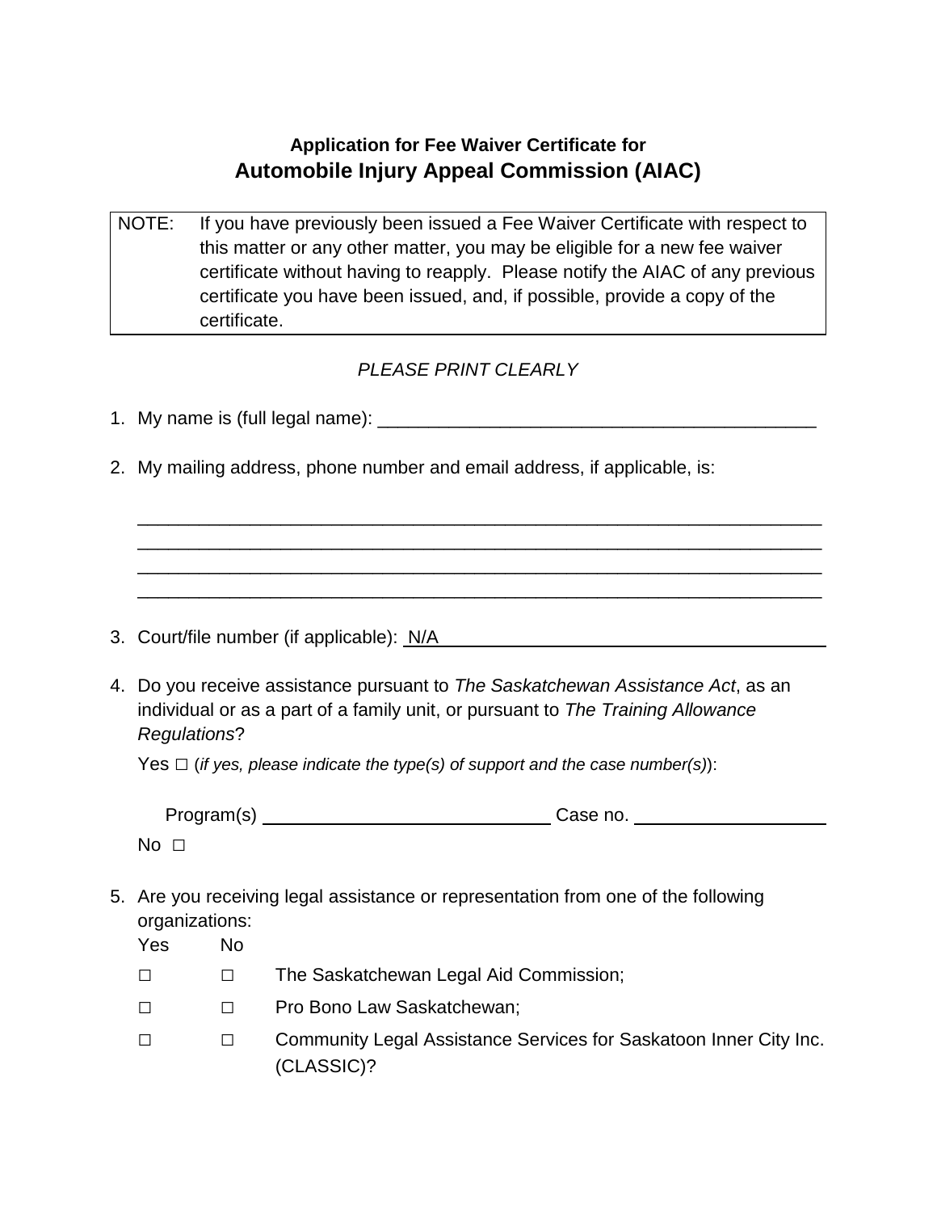**Application for Fee Waiver Certificate for**

# Automobile Injury Appeal Commission (AIAC)

| NOTE: | If you have previously been issued a Fee Waiver Certificate with respect to this matter or any other matter, you may be eligible for a new fee waiver certificate without having to reapply. Please notify the AIAC of any previous certificate you have been issued, and, if possible, provide a copy of the certificate. |
|---|---|

*PLEASE PRINT CLEARLY*

1. My name is (full legal name): ____________________________________________

2. My mailing address, phone number and email address, if applicable, is:

   ______________________________________________________________________
   ______________________________________________________________________
   ______________________________________________________________________
   ______________________________________________________________________

3. Court/file number (if applicable): N/A

4. Do you receive assistance pursuant to *The Saskatchewan Assistance Act*, as an individual or as a part of a family unit, or pursuant to *The Training Allowance Regulations*?

   Yes □ (*if yes, please indicate the type(s) of support and the case number(s)*):

   Program(s) ____________________________ Case no. ____________________

   No □

5. Are you receiving legal assistance or representation from one of the following organizations:

| Yes | No | |
|---|---|---|
| □ | □ | The Saskatchewan Legal Aid Commission; |
| □ | □ | Pro Bono Law Saskatchewan; |
| □ | □ | Community Legal Assistance Services for Saskatoon Inner City Inc. (CLASSIC)? |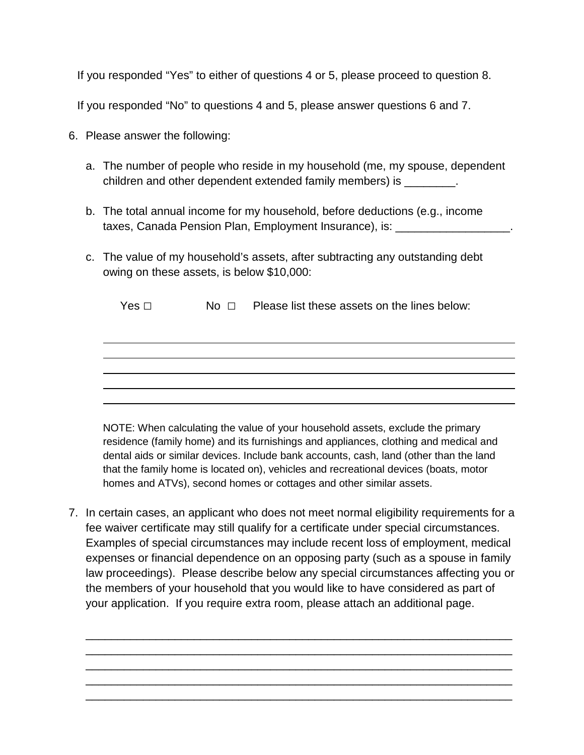If you responded “Yes” to either of questions 4 or 5, please proceed to question 8.

If you responded “No” to questions 4 and 5, please answer questions 6 and 7.

6. Please answer the following:

   a. The number of people who reside in my household (me, my spouse, dependent children and other dependent extended family members) is ________.

   b. The total annual income for my household, before deductions (e.g., income taxes, Canada Pension Plan, Employment Insurance), is: __________________.

   c. The value of my household’s assets, after subtracting any outstanding debt owing on these assets, is below $10,000:

      Yes □ No □ Please list these assets on the lines below:

      ______________________________________________________________________
      ______________________________________________________________________
      ______________________________________________________________________
      ______________________________________________________________________
      ______________________________________________________________________

      NOTE: When calculating the value of your household assets, exclude the primary residence (family home) and its furnishings and appliances, clothing and medical and dental aids or similar devices. Include bank accounts, cash, land (other than the land that the family home is located on), vehicles and recreational devices (boats, motor homes and ATVs), second homes or cottages and other similar assets.

7. In certain cases, an applicant who does not meet normal eligibility requirements for a fee waiver certificate may still qualify for a certificate under special circumstances. Examples of special circumstances may include recent loss of employment, medical expenses or financial dependence on an opposing party (such as a spouse in family law proceedings). Please describe below any special circumstances affecting you or the members of your household that you would like to have considered as part of your application. If you require extra room, please attach an additional page.

   ______________________________________________________________________
   ______________________________________________________________________
   ______________________________________________________________________
   ______________________________________________________________________
   ______________________________________________________________________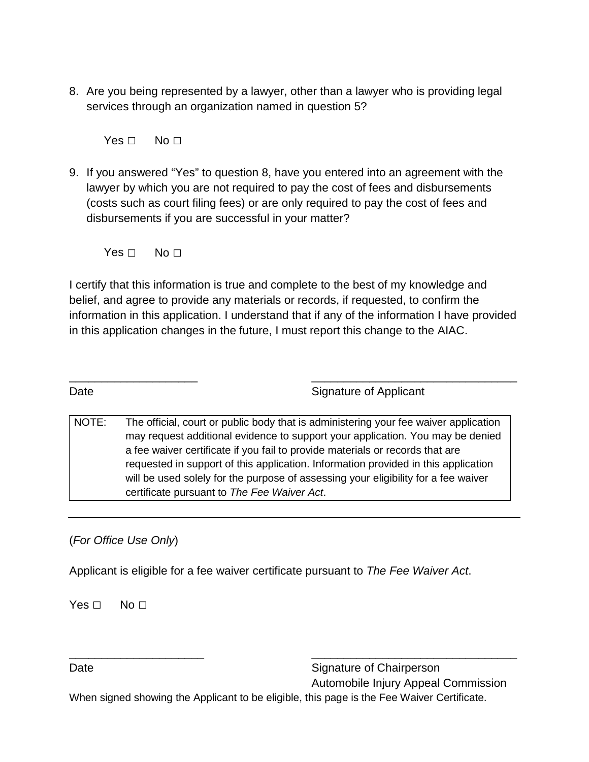8. Are you being represented by a lawyer, other than a lawyer who is providing legal services through an organization named in question 5?

   Yes □ No □

9. If you answered "Yes" to question 8, have you entered into an agreement with the lawyer by which you are not required to pay the cost of fees and disbursements (costs such as court filing fees) or are only required to pay the cost of fees and disbursements if you are successful in your matter?

   Yes □ No □

I certify that this information is true and complete to the best of my knowledge and belief, and agree to provide any materials or records, if requested, to confirm the information in this application. I understand that if any of the information I have provided in this application changes in the future, I must report this change to the AIAC.

\_\_\_\_\_\_\_\_\_\_\_\_\_\_\_\_\_\_\_\_ \_\_\_\_\_\_\_\_\_\_\_\_\_\_\_\_\_\_\_\_\_\_\_\_\_\_\_\_\_\_\_\_

Date Signature of Applicant

| | |
|---|---|
| NOTE: | The official, court or public body that is administering your fee waiver application may request additional evidence to support your application. You may be denied a fee waiver certificate if you fail to provide materials or records that are requested in support of this application. Information provided in this application will be used solely for the purpose of assessing your eligibility for a fee waiver certificate pursuant to *The Fee Waiver Act*. |

---

(*For Office Use Only*)

Applicant is eligible for a fee waiver certificate pursuant to *The Fee Waiver Act*.

Yes □ No □

\_\_\_\_\_\_\_\_\_\_\_\_\_\_\_\_\_\_\_\_\_ \_\_\_\_\_\_\_\_\_\_\_\_\_\_\_\_\_\_\_\_\_\_\_\_\_\_\_\_\_\_\_\_

Date Signature of Chairperson
Automobile Injury Appeal Commission

When signed showing the Applicant to be eligible, this page is the Fee Waiver Certificate.